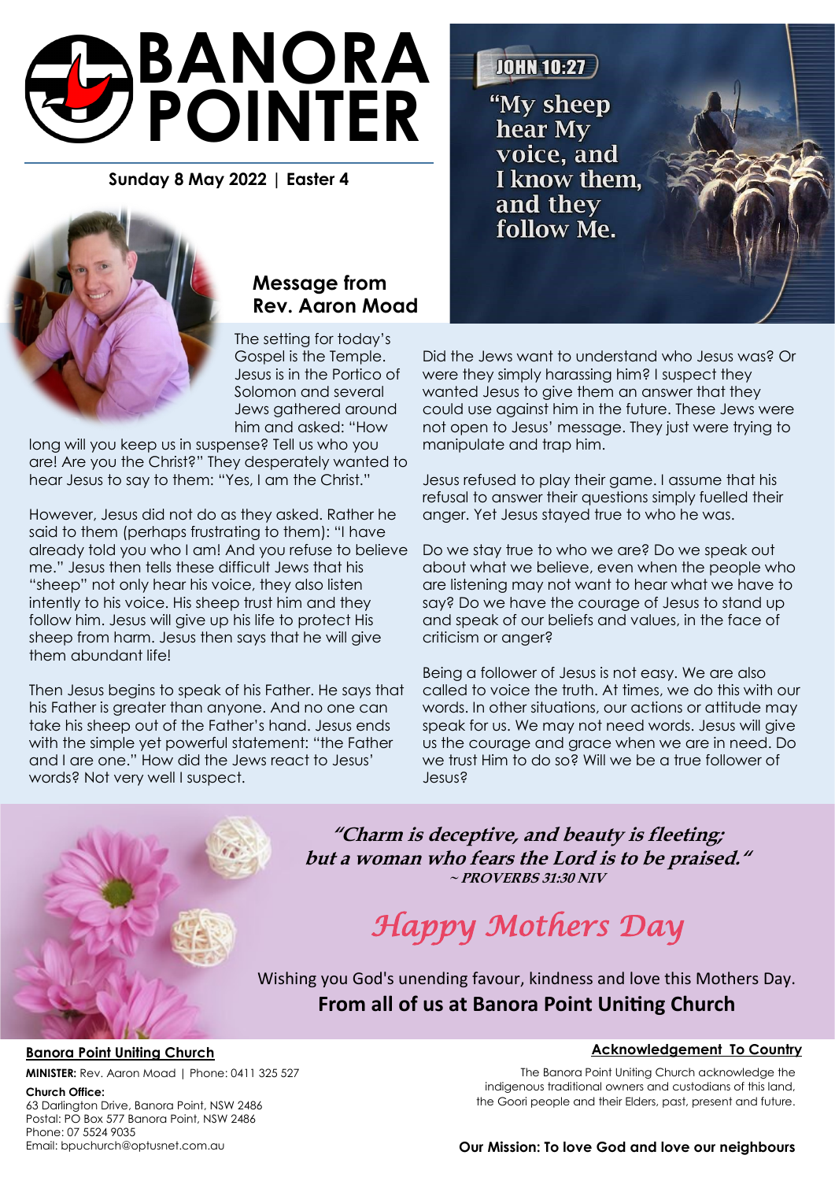# BANORA POINTER

**Sunday 8 May 2022 | Easter 4**

JOHN 10:27

"My sheep hear My voice, and I know them, and they follow Me."

## Message from Rev. Aaron Moad

The setting for today's Gospel is the Temple. Jesus is in the Portico of Solomon and several Jews gathered around him and asked: "How long will you keep us in suspense? Tell us who you are! Are you the Christ?" They desperately wanted to hear Jesus to say to them: "Yes, I am the Christ."

However, Jesus did not do as they asked. Rather he said to them (perhaps frustrating to them): "I have already told you who I am! And you refuse to believe me." Jesus then tells these difficult Jews that his "sheep" not only hear his voice, they also listen intently to his voice. His sheep trust him and they follow him. Jesus will give up his life to protect His sheep from harm. Jesus then says that he will give them abundant life!

Then Jesus begins to speak of his Father. He says that his Father is greater than anyone. And no one can take his sheep out of the Father's hand. Jesus ends with the simple yet powerful statement: "the Father and I are one." How did the Jews react to Jesus' words? Not very well I suspect.

Did the Jews want to understand who Jesus was? Or were they simply harassing him? I suspect they wanted Jesus to give them an answer that they could use against him in the future. These Jews were not open to Jesus' message. They just were trying to manipulate and trap him.

Jesus refused to play their game. I assume that his refusal to answer their questions simply fuelled their anger. Yet Jesus stayed true to who he was.

Do we stay true to who we are? Do we speak out about what we believe, even when the people who are listening may not want to hear what we have to say? Do we have the courage of Jesus to stand up and speak of our beliefs and values, in the face of criticism or anger?

Being a follower of Jesus is not easy. We are also called to voice the truth. At times, we do this with our words. In other situations, our actions or attitude may speak for us. We may not need words. Jesus will give us the courage and grace when we are in need. Do we trust Him to do so? Will we be a true follower of Jesus?

***"Charm is deceptive, and beauty is fleeting; but a woman who fears the Lord is to be praised."***
***~ PROVERBS 31:30 NIV***

## *Happy Mothers Day*

Wishing you God's unending favour, kindness and love this Mothers Day.

**From all of us at Banora Point Uniting Church**

**Banora Point Uniting Church**

**MINISTER:** Rev. Aaron Moad | Phone: 0411 325 527

**Church Office:**
63 Darlington Drive, Banora Point, NSW 2486
Postal: PO Box 577 Banora Point, NSW 2486
Phone: 07 5524 9035
Email: bpuchurch@optusnet.com.au

**Acknowledgement To Country**

The Banora Point Uniting Church acknowledge the indigenous traditional owners and custodians of this land, the Goori people and their Elders, past, present and future.

**Our Mission: To love God and love our neighbours**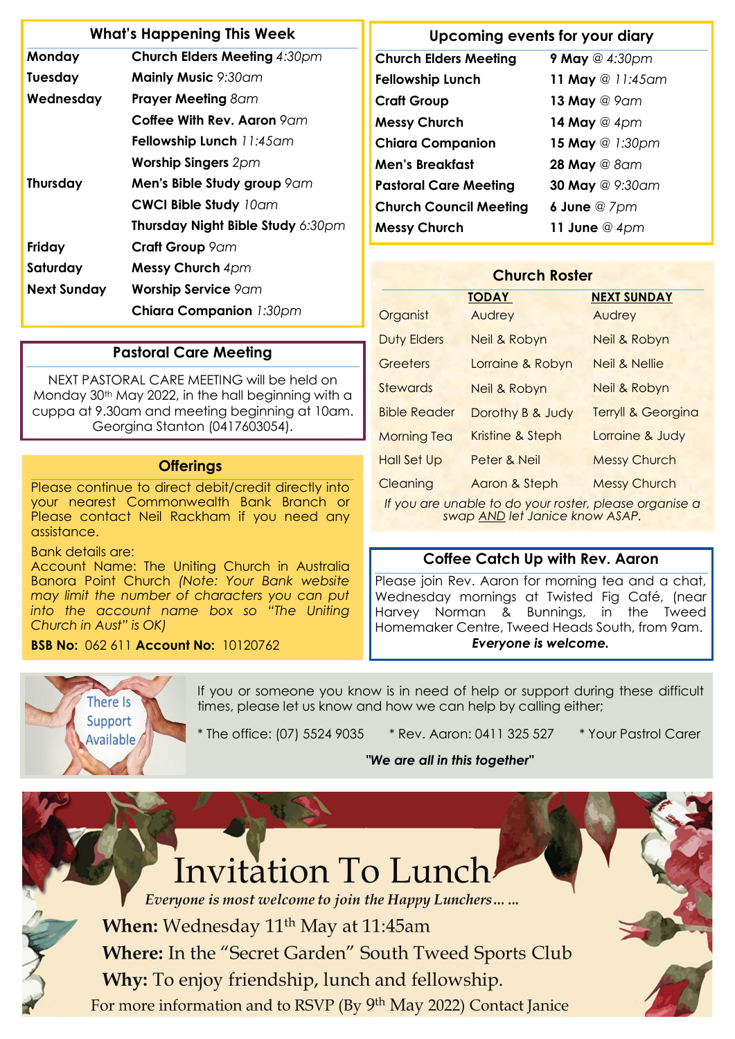## What's Happening This Week

| | |
|---|---|
| **Monday** | **Church Elders Meeting** *4:30pm* |
| **Tuesday** | **Mainly Music** *9:30am* |
| **Wednesday** | **Prayer Meeting** *8am* |
| | **Coffee With Rev. Aaron** *9am* |
| | **Fellowship Lunch** *11:45am* |
| | **Worship Singers** *2pm* |
| **Thursday** | **Men's Bible Study group** *9am* |
| | **CWCI Bible Study** *10am* |
| | **Thursday Night Bible Study** *6:30pm* |
| **Friday** | **Craft Group** *9am* |
| **Saturday** | **Messy Church** *4pm* |
| **Next Sunday** | **Worship Service** *9am* |
| | **Chiara Companion** *1:30pm* |

## Pastoral Care Meeting

NEXT PASTORAL CARE MEETING will be held on Monday 30th May 2022, in the hall beginning with a cuppa at 9.30am and meeting beginning at 10am. Georgina Stanton (0417603054).

## Offerings

Please continue to direct debit/credit directly into your nearest Commonwealth Bank Branch or Please contact Neil Rackham if you need any assistance.

Bank details are:
Account Name: The Uniting Church in Australia Banora Point Church *(Note: Your Bank website may limit the number of characters you can put into the account name box so "The Uniting Church in Aust" is OK)*

**BSB No:** 062 611 **Account No:** 10120762

## Upcoming events for your diary

| | |
|---|---|
| **Church Elders Meeting** | **9 May** @ *4:30pm* |
| **Fellowship Lunch** | **11 May** @ *11:45am* |
| **Craft Group** | **13 May** @ *9am* |
| **Messy Church** | **14 May** @ *4pm* |
| **Chiara Companion** | **15 May** @ *1:30pm* |
| **Men's Breakfast** | **28 May** @ *8am* |
| **Pastoral Care Meeting** | **30 May** @ *9:30am* |
| **Church Council Meeting** | **6 June** @ *7pm* |
| **Messy Church** | **11 June** @ *4pm* |

## Church Roster

| | **TODAY** | **NEXT SUNDAY** |
|---|---|---|
| Organist | Audrey | Audrey |
| Duty Elders | Neil & Robyn | Neil & Robyn |
| Greeters | Lorraine & Robyn | Neil & Nellie |
| Stewards | Neil & Robyn | Neil & Robyn |
| Bible Reader | Dorothy B & Judy | Terryll & Georgina |
| Morning Tea | Kristine & Steph | Lorraine & Judy |
| Hall Set Up | Peter & Neil | Messy Church |
| Cleaning | Aaron & Steph | Messy Church |

*If you are unable to do your roster, please organise a swap AND let Janice know ASAP.*

## Coffee Catch Up with Rev. Aaron

Please join Rev. Aaron for morning tea and a chat, Wednesday mornings at Twisted Fig Café, (near Harvey Norman & Bunnings, in the Tweed Homemaker Centre, Tweed Heads South, from 9am.
***Everyone is welcome.***

There Is Support Available

If you or someone you know is in need of help or support during these difficult times, please let us know and how we can help by calling either;

* The office: (07) 5524 9035 * Rev. Aaron: 0411 325 527 * Your Pastrol Carer

***"We are all in this together"***

# Invitation To Lunch

*Everyone is most welcome to join the Happy Lunchers… …*

**When:** Wednesday 11th May at 11:45am
**Where:** In the "Secret Garden" South Tweed Sports Club
**Why:** To enjoy friendship, lunch and fellowship.

For more information and to RSVP (By 9th May 2022) Contact Janice